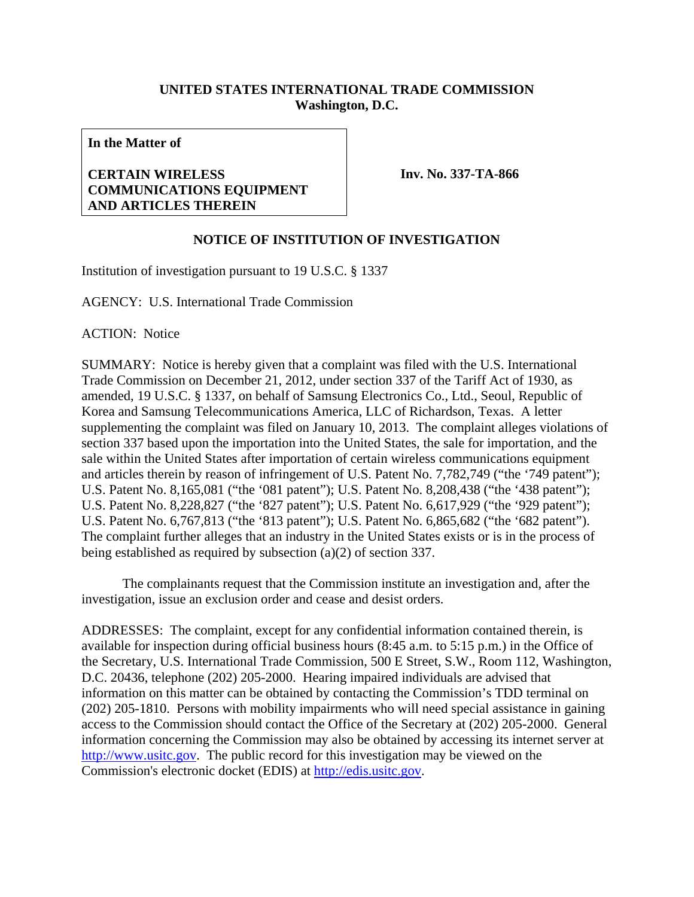**UNITED STATES INTERNATIONAL TRADE COMMISSION**
**Washington, D.C.**

| **In the Matter of**<br><br>**CERTAIN WIRELESS COMMUNICATIONS EQUIPMENT AND ARTICLES THEREIN** | **Inv. No. 337-TA-866** |
|---|---|

## NOTICE OF INSTITUTION OF INVESTIGATION

Institution of investigation pursuant to 19 U.S.C. § 1337

AGENCY: U.S. International Trade Commission

ACTION: Notice

SUMMARY: Notice is hereby given that a complaint was filed with the U.S. International Trade Commission on December 21, 2012, under section 337 of the Tariff Act of 1930, as amended, 19 U.S.C. § 1337, on behalf of Samsung Electronics Co., Ltd., Seoul, Republic of Korea and Samsung Telecommunications America, LLC of Richardson, Texas. A letter supplementing the complaint was filed on January 10, 2013. The complaint alleges violations of section 337 based upon the importation into the United States, the sale for importation, and the sale within the United States after importation of certain wireless communications equipment and articles therein by reason of infringement of U.S. Patent No. 7,782,749 ("the '749 patent"); U.S. Patent No. 8,165,081 ("the '081 patent"); U.S. Patent No. 8,208,438 ("the '438 patent"); U.S. Patent No. 8,228,827 ("the '827 patent"); U.S. Patent No. 6,617,929 ("the '929 patent"); U.S. Patent No. 6,767,813 ("the '813 patent"); U.S. Patent No. 6,865,682 ("the '682 patent"). The complaint further alleges that an industry in the United States exists or is in the process of being established as required by subsection (a)(2) of section 337.

The complainants request that the Commission institute an investigation and, after the investigation, issue an exclusion order and cease and desist orders.

ADDRESSES: The complaint, except for any confidential information contained therein, is available for inspection during official business hours (8:45 a.m. to 5:15 p.m.) in the Office of the Secretary, U.S. International Trade Commission, 500 E Street, S.W., Room 112, Washington, D.C. 20436, telephone (202) 205-2000. Hearing impaired individuals are advised that information on this matter can be obtained by contacting the Commission's TDD terminal on (202) 205-1810. Persons with mobility impairments who will need special assistance in gaining access to the Commission should contact the Office of the Secretary at (202) 205-2000. General information concerning the Commission may also be obtained by accessing its internet server at http://www.usitc.gov. The public record for this investigation may be viewed on the Commission's electronic docket (EDIS) at http://edis.usitc.gov.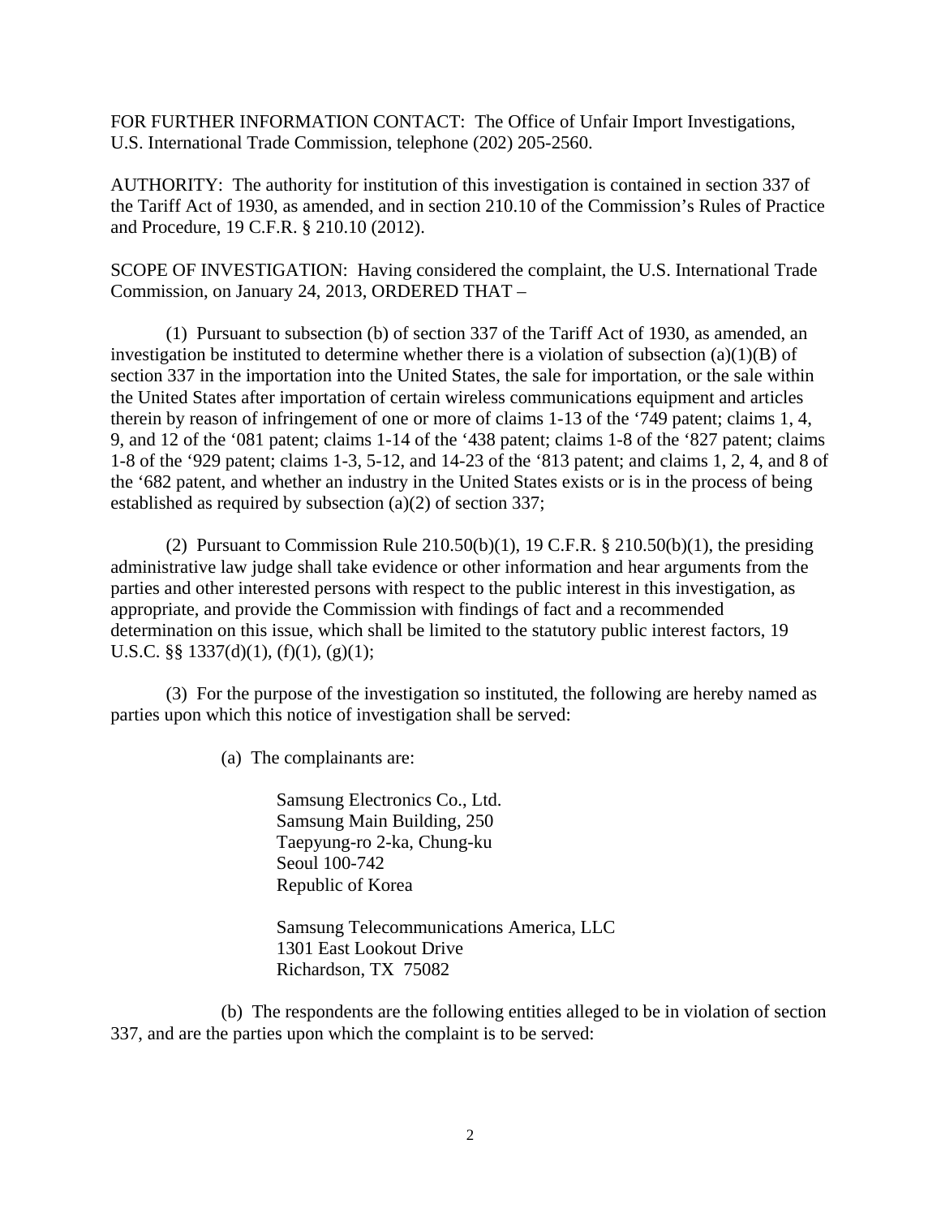FOR FURTHER INFORMATION CONTACT: The Office of Unfair Import Investigations, U.S. International Trade Commission, telephone (202) 205-2560.

AUTHORITY: The authority for institution of this investigation is contained in section 337 of the Tariff Act of 1930, as amended, and in section 210.10 of the Commission's Rules of Practice and Procedure, 19 C.F.R. § 210.10 (2012).

SCOPE OF INVESTIGATION: Having considered the complaint, the U.S. International Trade Commission, on January 24, 2013, ORDERED THAT –

(1) Pursuant to subsection (b) of section 337 of the Tariff Act of 1930, as amended, an investigation be instituted to determine whether there is a violation of subsection (a)(1)(B) of section 337 in the importation into the United States, the sale for importation, or the sale within the United States after importation of certain wireless communications equipment and articles therein by reason of infringement of one or more of claims 1-13 of the '749 patent; claims 1, 4, 9, and 12 of the '081 patent; claims 1-14 of the '438 patent; claims 1-8 of the '827 patent; claims 1-8 of the '929 patent; claims 1-3, 5-12, and 14-23 of the '813 patent; and claims 1, 2, 4, and 8 of the '682 patent, and whether an industry in the United States exists or is in the process of being established as required by subsection (a)(2) of section 337;

(2) Pursuant to Commission Rule 210.50(b)(1), 19 C.F.R. § 210.50(b)(1), the presiding administrative law judge shall take evidence or other information and hear arguments from the parties and other interested persons with respect to the public interest in this investigation, as appropriate, and provide the Commission with findings of fact and a recommended determination on this issue, which shall be limited to the statutory public interest factors, 19 U.S.C. §§ 1337(d)(1), (f)(1), (g)(1);

(3) For the purpose of the investigation so instituted, the following are hereby named as parties upon which this notice of investigation shall be served:

(a) The complainants are:

Samsung Electronics Co., Ltd.
Samsung Main Building, 250
Taepyung-ro 2-ka, Chung-ku
Seoul 100-742
Republic of Korea

Samsung Telecommunications America, LLC
1301 East Lookout Drive
Richardson, TX 75082

(b) The respondents are the following entities alleged to be in violation of section 337, and are the parties upon which the complaint is to be served: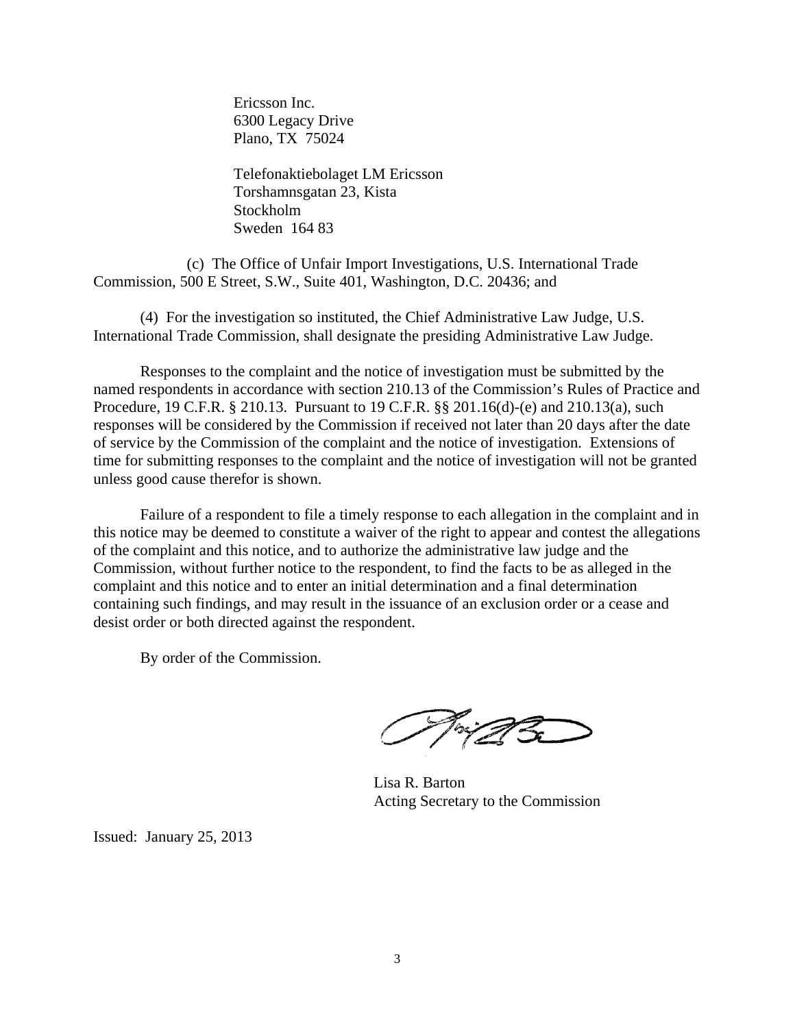Ericsson Inc.
6300 Legacy Drive
Plano, TX 75024

Telefonaktiebolaget LM Ericsson
Torshamnsgatan 23, Kista
Stockholm
Sweden 164 83

(c) The Office of Unfair Import Investigations, U.S. International Trade Commission, 500 E Street, S.W., Suite 401, Washington, D.C. 20436; and

(4) For the investigation so instituted, the Chief Administrative Law Judge, U.S. International Trade Commission, shall designate the presiding Administrative Law Judge.

Responses to the complaint and the notice of investigation must be submitted by the named respondents in accordance with section 210.13 of the Commission's Rules of Practice and Procedure, 19 C.F.R. § 210.13. Pursuant to 19 C.F.R. §§ 201.16(d)-(e) and 210.13(a), such responses will be considered by the Commission if received not later than 20 days after the date of service by the Commission of the complaint and the notice of investigation. Extensions of time for submitting responses to the complaint and the notice of investigation will not be granted unless good cause therefor is shown.

Failure of a respondent to file a timely response to each allegation in the complaint and in this notice may be deemed to constitute a waiver of the right to appear and contest the allegations of the complaint and this notice, and to authorize the administrative law judge and the Commission, without further notice to the respondent, to find the facts to be as alleged in the complaint and this notice and to enter an initial determination and a final determination containing such findings, and may result in the issuance of an exclusion order or a cease and desist order or both directed against the respondent.

By order of the Commission.

Lisa R. Barton
Acting Secretary to the Commission

Issued: January 25, 2013